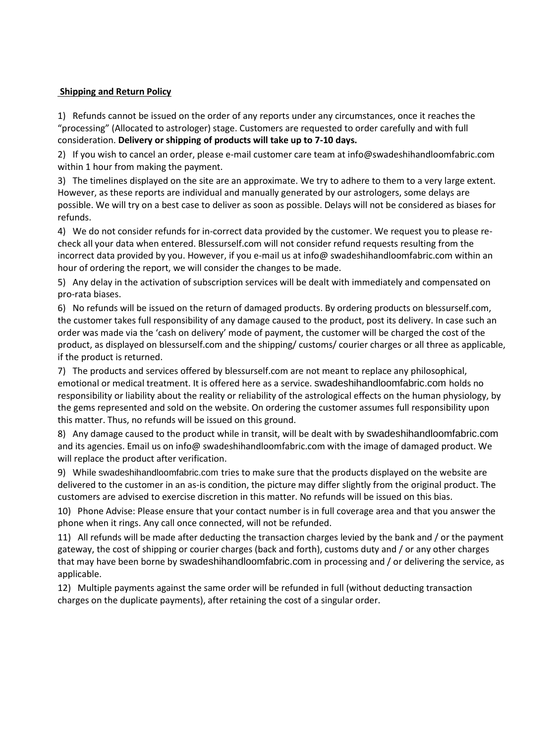## Shipping and Return Policy

1) Refunds cannot be issued on the order of any reports under any circumstances, once it reaches the "processing" (Allocated to astrologer) stage. Customers are requested to order carefully and with full consideration. **Delivery or shipping of products will take up to 7-10 days.**

2) If you wish to cancel an order, please e-mail customer care team at info@swadeshihandloomfabric.com within 1 hour from making the payment.

3) The timelines displayed on the site are an approximate. We try to adhere to them to a very large extent. However, as these reports are individual and manually generated by our astrologers, some delays are possible. We will try on a best case to deliver as soon as possible. Delays will not be considered as biases for refunds.

4) We do not consider refunds for in-correct data provided by the customer. We request you to please re-check all your data when entered. Blessurself.com will not consider refund requests resulting from the incorrect data provided by you. However, if you e-mail us at info@ swadeshihandloomfabric.com within an hour of ordering the report, we will consider the changes to be made.

5) Any delay in the activation of subscription services will be dealt with immediately and compensated on pro-rata biases.

6) No refunds will be issued on the return of damaged products. By ordering products on blessurself.com, the customer takes full responsibility of any damage caused to the product, post its delivery. In case such an order was made via the 'cash on delivery' mode of payment, the customer will be charged the cost of the product, as displayed on blessurself.com and the shipping/ customs/ courier charges or all three as applicable, if the product is returned.

7) The products and services offered by blessurself.com are not meant to replace any philosophical, emotional or medical treatment. It is offered here as a service. swadeshihandloomfabric.com holds no responsibility or liability about the reality or reliability of the astrological effects on the human physiology, by the gems represented and sold on the website. On ordering the customer assumes full responsibility upon this matter. Thus, no refunds will be issued on this ground.

8) Any damage caused to the product while in transit, will be dealt with by swadeshihandloomfabric.com and its agencies. Email us on info@ swadeshihandloomfabric.com with the image of damaged product. We will replace the product after verification.

9) While swadeshihandloomfabric.com tries to make sure that the products displayed on the website are delivered to the customer in an as-is condition, the picture may differ slightly from the original product. The customers are advised to exercise discretion in this matter. No refunds will be issued on this bias.

10) Phone Advise: Please ensure that your contact number is in full coverage area and that you answer the phone when it rings. Any call once connected, will not be refunded.

11) All refunds will be made after deducting the transaction charges levied by the bank and / or the payment gateway, the cost of shipping or courier charges (back and forth), customs duty and / or any other charges that may have been borne by swadeshihandloomfabric.com in processing and / or delivering the service, as applicable.

12) Multiple payments against the same order will be refunded in full (without deducting transaction charges on the duplicate payments), after retaining the cost of a singular order.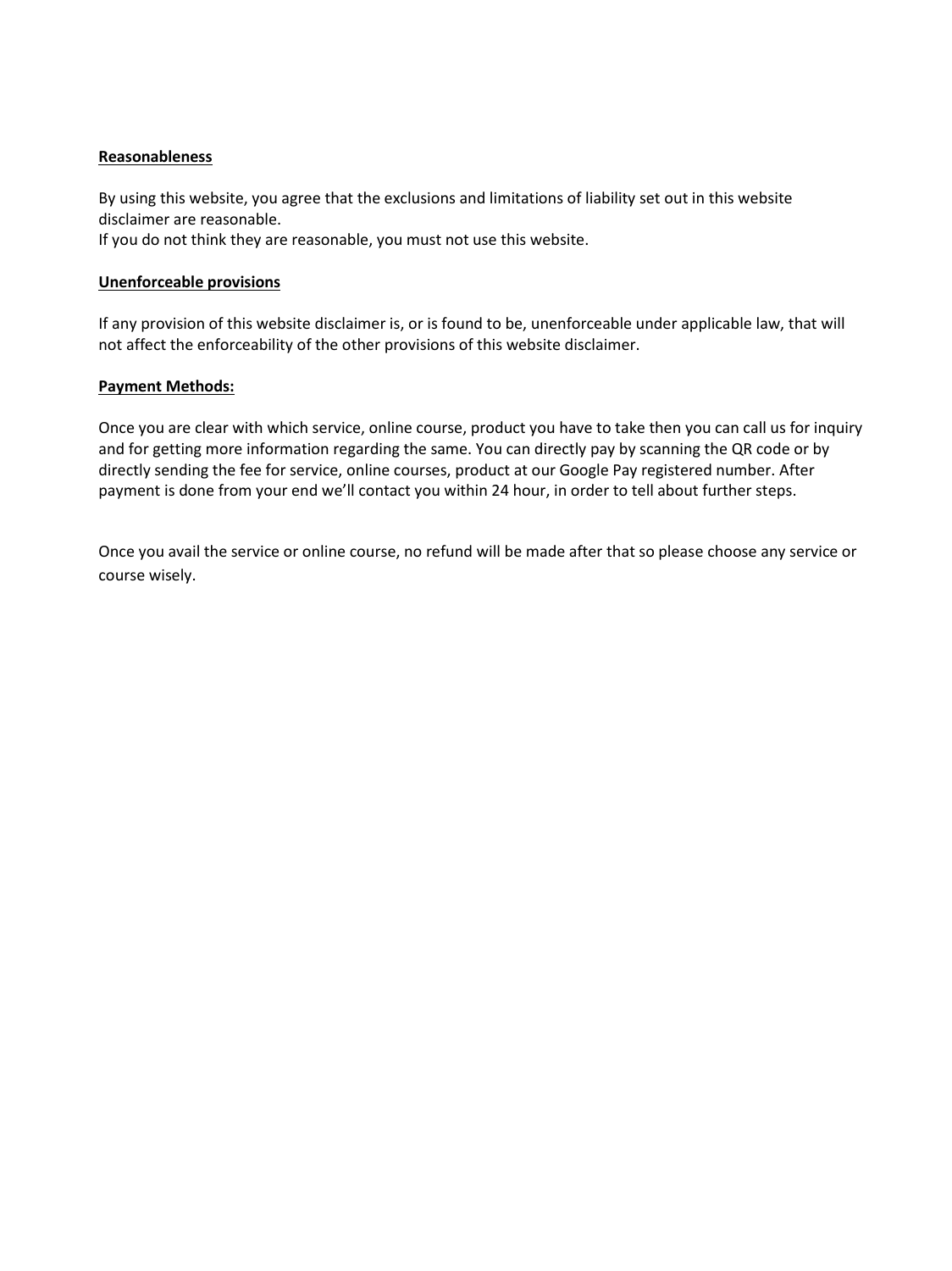**Reasonableness**

By using this website, you agree that the exclusions and limitations of liability set out in this website disclaimer are reasonable.
If you do not think they are reasonable, you must not use this website.

**Unenforceable provisions**

If any provision of this website disclaimer is, or is found to be, unenforceable under applicable law, that will not affect the enforceability of the other provisions of this website disclaimer.

**Payment Methods:**

Once you are clear with which service, online course, product you have to take then you can call us for inquiry and for getting more information regarding the same. You can directly pay by scanning the QR code or by directly sending the fee for service, online courses, product at our Google Pay registered number. After payment is done from your end we'll contact you within 24 hour, in order to tell about further steps.

Once you avail the service or online course, no refund will be made after that so please choose any service or course wisely.